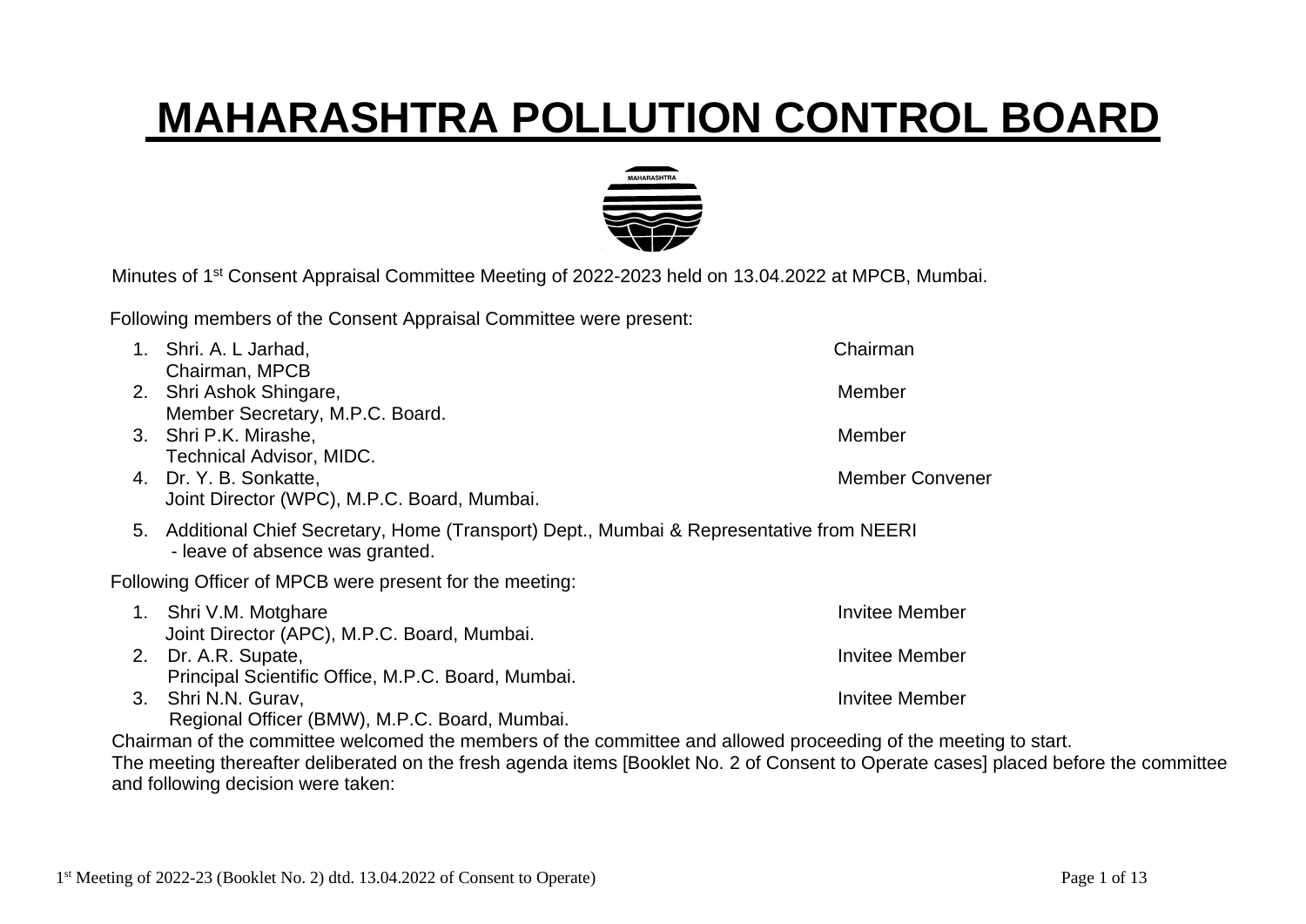# MAHARASHTRA POLLUTION CONTROL BOARD

Minutes of 1st Consent Appraisal Committee Meeting of 2022-2023 held on 13.04.2022 at MPCB, Mumbai.

Following members of the Consent Appraisal Committee were present:

1. Shri. A. L Jarhad, Chairman, MPCB — Chairman
2. Shri Ashok Shingare, Member Secretary, M.P.C. Board. — Member
3. Shri P.K. Mirashe, Technical Advisor, MIDC. — Member
4. Dr. Y. B. Sonkatte, Joint Director (WPC), M.P.C. Board, Mumbai. — Member Convener
5. Additional Chief Secretary, Home (Transport) Dept., Mumbai & Representative from NEERI - leave of absence was granted.

Following Officer of MPCB were present for the meeting:

1. Shri V.M. Motghare, Joint Director (APC), M.P.C. Board, Mumbai. — Invitee Member
2. Dr. A.R. Supate, Principal Scientific Office, M.P.C. Board, Mumbai. — Invitee Member
3. Shri N.N. Gurav, Regional Officer (BMW), M.P.C. Board, Mumbai. — Invitee Member

Chairman of the committee welcomed the members of the committee and allowed proceeding of the meeting to start.

The meeting thereafter deliberated on the fresh agenda items [Booklet No. 2 of Consent to Operate cases] placed before the committee and following decision were taken: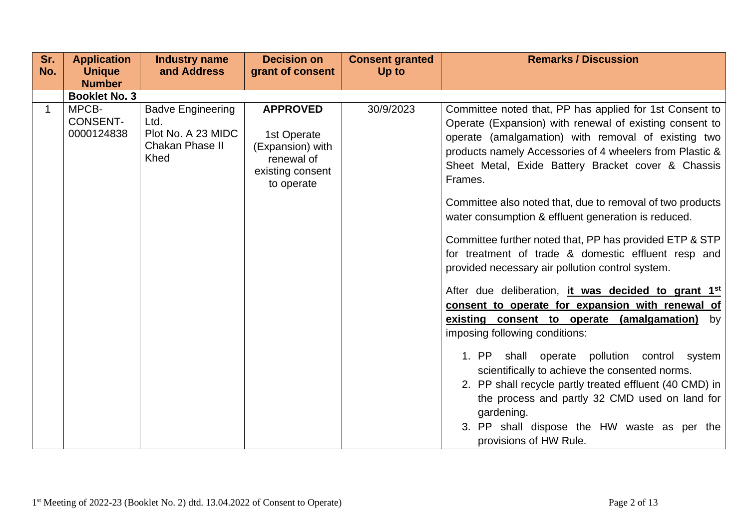| Sr. No. | Application Unique Number | Industry name and Address | Decision on grant of consent | Consent granted Up to | Remarks / Discussion |
|---|---|---|---|---|---|
| | **Booklet No. 3** | | | | |
| 1 | MPCB-CONSENT-0000124838 | Badve Engineering Ltd. Plot No. A 23 MIDC Chakan Phase II Khed | **APPROVED** 1st Operate (Expansion) with renewal of existing consent to operate | 30/9/2023 | Committee noted that, PP has applied for 1st Consent to Operate (Expansion) with renewal of existing consent to operate (amalgamation) with removal of existing two products namely Accessories of 4 wheelers from Plastic & Sheet Metal, Exide Battery Bracket cover & Chassis Frames. <br><br> Committee also noted that, due to removal of two products water consumption & effluent generation is reduced. <br><br> Committee further noted that, PP has provided ETP & STP for treatment of trade & domestic effluent resp and provided necessary air pollution control system. <br><br> After due deliberation, **it was decided to grant 1st consent to operate for expansion with renewal of existing consent to operate (amalgamation)** by imposing following conditions: <br> 1. PP shall operate pollution control system scientifically to achieve the consented norms. <br> 2. PP shall recycle partly treated effluent (40 CMD) in the process and partly 32 CMD used on land for gardening. <br> 3. PP shall dispose the HW waste as per the provisions of HW Rule. |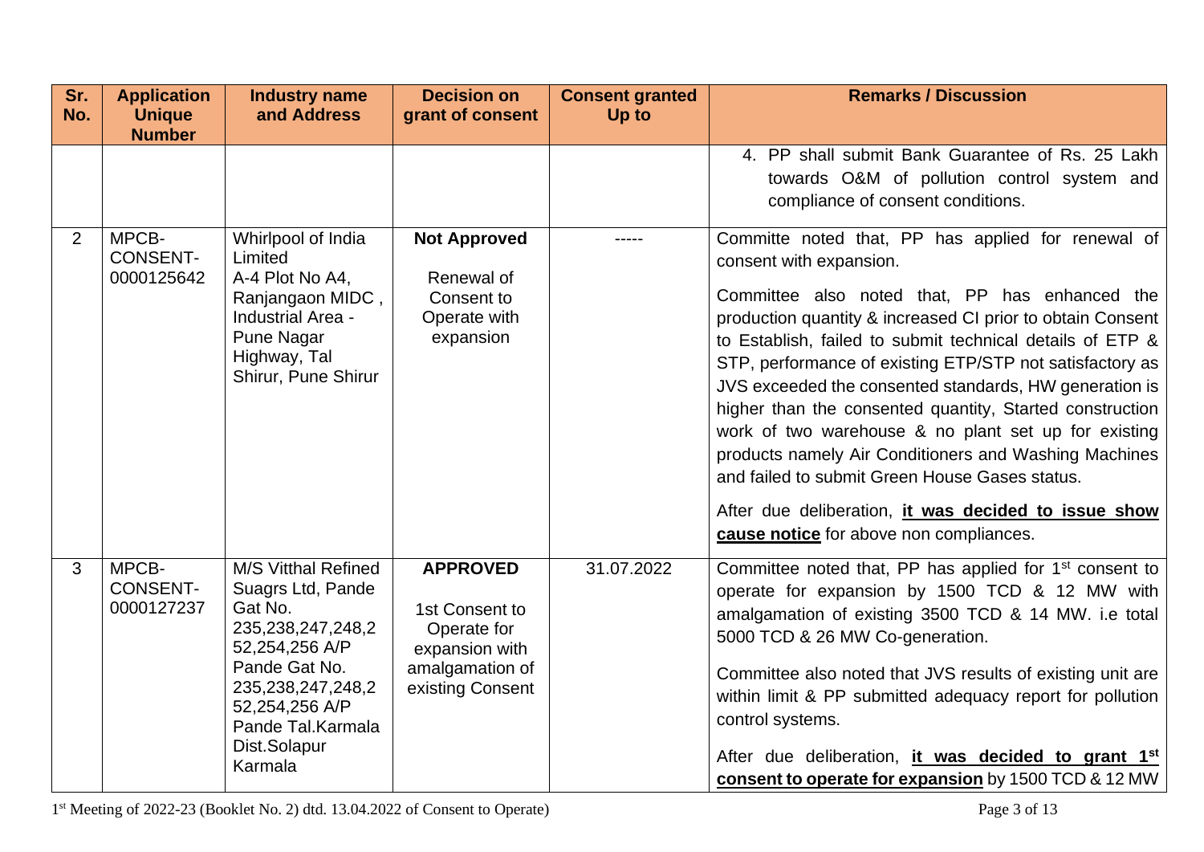| Sr. No. | Application Unique Number | Industry name and Address | Decision on grant of consent | Consent granted Up to | Remarks / Discussion |
|---|---|---|---|---|---|
| | | | | | 4. PP shall submit Bank Guarantee of Rs. 25 Lakh towards O&M of pollution control system and compliance of consent conditions. |
| 2 | MPCB-CONSENT-0000125642 | Whirlpool of India Limited A-4 Plot No A4, Ranjangaon MIDC , Industrial Area - Pune Nagar Highway, Tal Shirur, Pune Shirur | **Not Approved** Renewal of Consent to Operate with expansion | ----- | Committe noted that, PP has applied for renewal of consent with expansion. Committee also noted that, PP has enhanced the production quantity & increased CI prior to obtain Consent to Establish, failed to submit technical details of ETP & STP, performance of existing ETP/STP not satisfactory as JVS exceeded the consented standards, HW generation is higher than the consented quantity, Started construction work of two warehouse & no plant set up for existing products namely Air Conditioners and Washing Machines and failed to submit Green House Gases status. After due deliberation, **it was decided to issue show cause notice** for above non compliances. |
| 3 | MPCB-CONSENT-0000127237 | M/S Vitthal Refined Suagrs Ltd, Pande Gat No. 235,238,247,248,252,254,256 A/P Pande Gat No. 235,238,247,248,252,254,256 A/P Pande Tal.Karmala Dist.Solapur Karmala | **APPROVED** 1st Consent to Operate for expansion with amalgamation of existing Consent | 31.07.2022 | Committee noted that, PP has applied for 1st consent to operate for expansion by 1500 TCD & 12 MW with amalgamation of existing 3500 TCD & 14 MW. i.e total 5000 TCD & 26 MW Co-generation. Committee also noted that JVS results of existing unit are within limit & PP submitted adequacy report for pollution control systems. After due deliberation, **it was decided to grant 1st consent to operate for expansion** by 1500 TCD & 12 MW |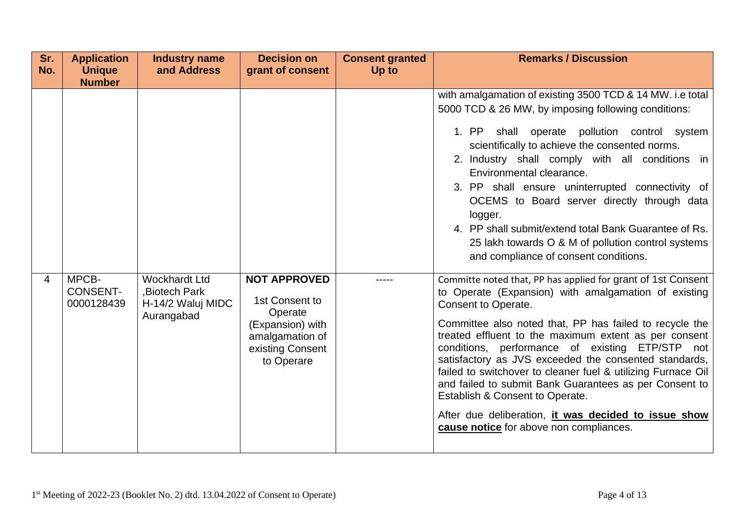| Sr. No. | Application Unique Number | Industry name and Address | Decision on grant of consent | Consent granted Up to | Remarks / Discussion |
|---|---|---|---|---|---|
| | | | | | with amalgamation of existing 3500 TCD & 14 MW. i.e total 5000 TCD & 26 MW, by imposing following conditions:<br><br>1. PP shall operate pollution control system scientifically to achieve the consented norms.<br>2. Industry shall comply with all conditions in Environmental clearance.<br>3. PP shall ensure uninterrupted connectivity of OCEMS to Board server directly through data logger.<br>4. PP shall submit/extend total Bank Guarantee of Rs. 25 lakh towards O & M of pollution control systems and compliance of consent conditions. |
| 4 | MPCB-CONSENT-0000128439 | Wockhardt Ltd ,Biotech Park H-14/2 Waluj MIDC Aurangabad | **NOT APPROVED**<br><br>1st Consent to Operate (Expansion) with amalgamation of existing Consent to Operare | ----- | Committe noted that, PP has applied for grant of 1st Consent to Operate (Expansion) with amalgamation of existing Consent to Operate.<br><br>Committee also noted that, PP has failed to recycle the treated effluent to the maximum extent as per consent conditions, performance of existing ETP/STP not satisfactory as JVS exceeded the consented standards, failed to switchover to cleaner fuel & utilizing Furnace Oil and failed to submit Bank Guarantees as per Consent to Establish & Consent to Operate.<br><br>After due deliberation, **it was decided to issue show cause notice** for above non compliances. |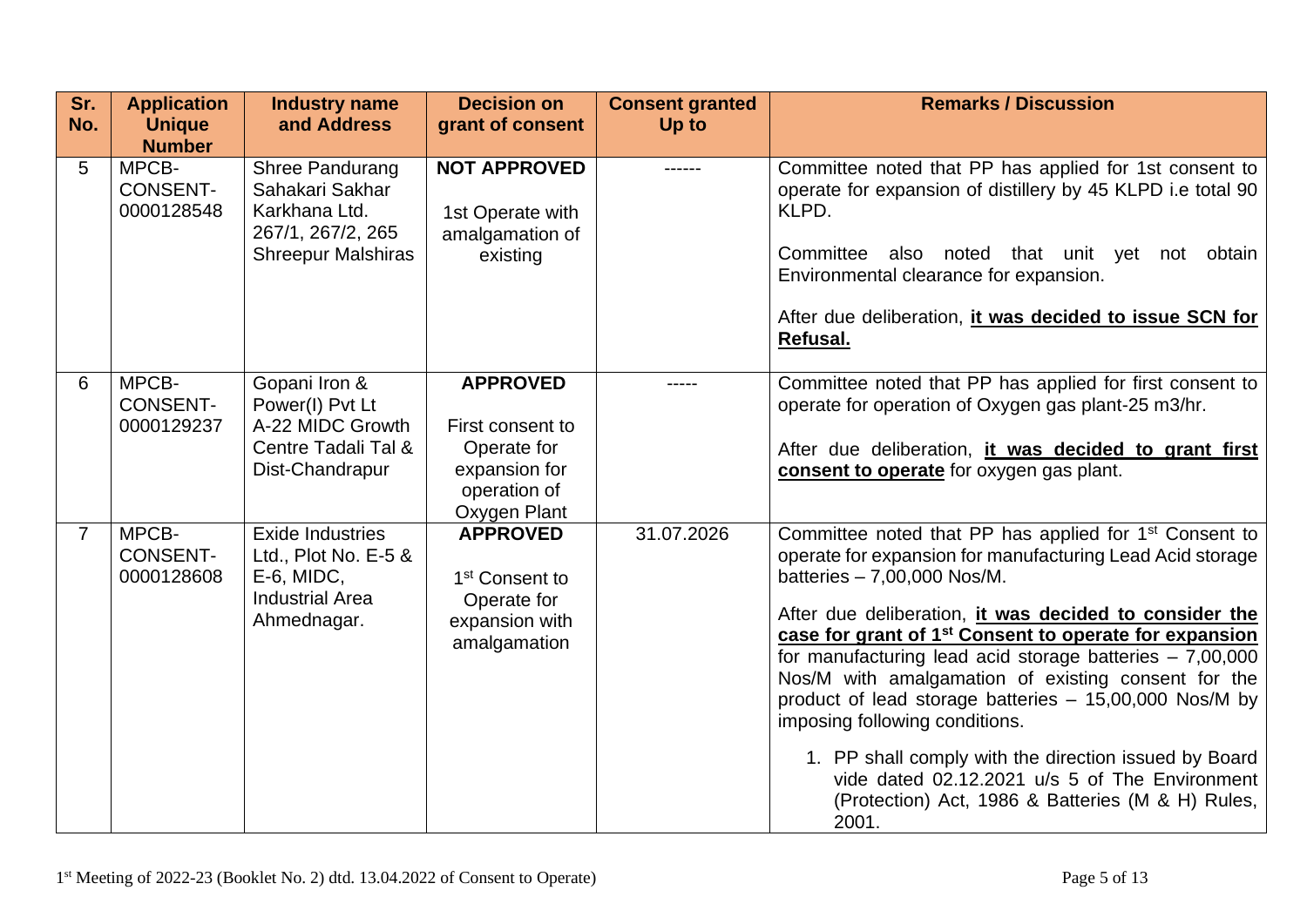| Sr. No. | Application Unique Number | Industry name and Address | Decision on grant of consent | Consent granted Up to | Remarks / Discussion |
|---|---|---|---|---|---|
| 5 | MPCB-CONSENT-0000128548 | Shree Pandurang Sahakari Sakhar Karkhana Ltd. 267/1, 267/2, 265 Shreepur Malshiras | **NOT APPROVED**<br><br>1st Operate with amalgamation of existing | ------ | Committee noted that PP has applied for 1st consent to operate for expansion of distillery by 45 KLPD i.e total 90 KLPD.<br><br>Committee also noted that unit yet not obtain Environmental clearance for expansion.<br><br>After due deliberation, **it was decided to issue SCN for Refusal.** |
| 6 | MPCB-CONSENT-0000129237 | Gopani Iron & Power(I) Pvt Lt A-22 MIDC Growth Centre Tadali Tal & Dist-Chandrapur | **APPROVED**<br><br>First consent to Operate for expansion for operation of Oxygen Plant | ----- | Committee noted that PP has applied for first consent to operate for operation of Oxygen gas plant-25 m3/hr.<br><br>After due deliberation, **it was decided to grant first consent to operate** for oxygen gas plant. |
| 7 | MPCB-CONSENT-0000128608 | Exide Industries Ltd., Plot No. E-5 & E-6, MIDC, Industrial Area Ahmednagar. | **APPROVED**<br><br>1st Consent to Operate for expansion with amalgamation | 31.07.2026 | Committee noted that PP has applied for 1st Consent to operate for expansion for manufacturing Lead Acid storage batteries – 7,00,000 Nos/M.<br><br>After due deliberation, **it was decided to consider the case for grant of 1st Consent to operate for expansion** for manufacturing lead acid storage batteries – 7,00,000 Nos/M with amalgamation of existing consent for the product of lead storage batteries – 15,00,000 Nos/M by imposing following conditions.<br><br>1. PP shall comply with the direction issued by Board vide dated 02.12.2021 u/s 5 of The Environment (Protection) Act, 1986 & Batteries (M & H) Rules, 2001. |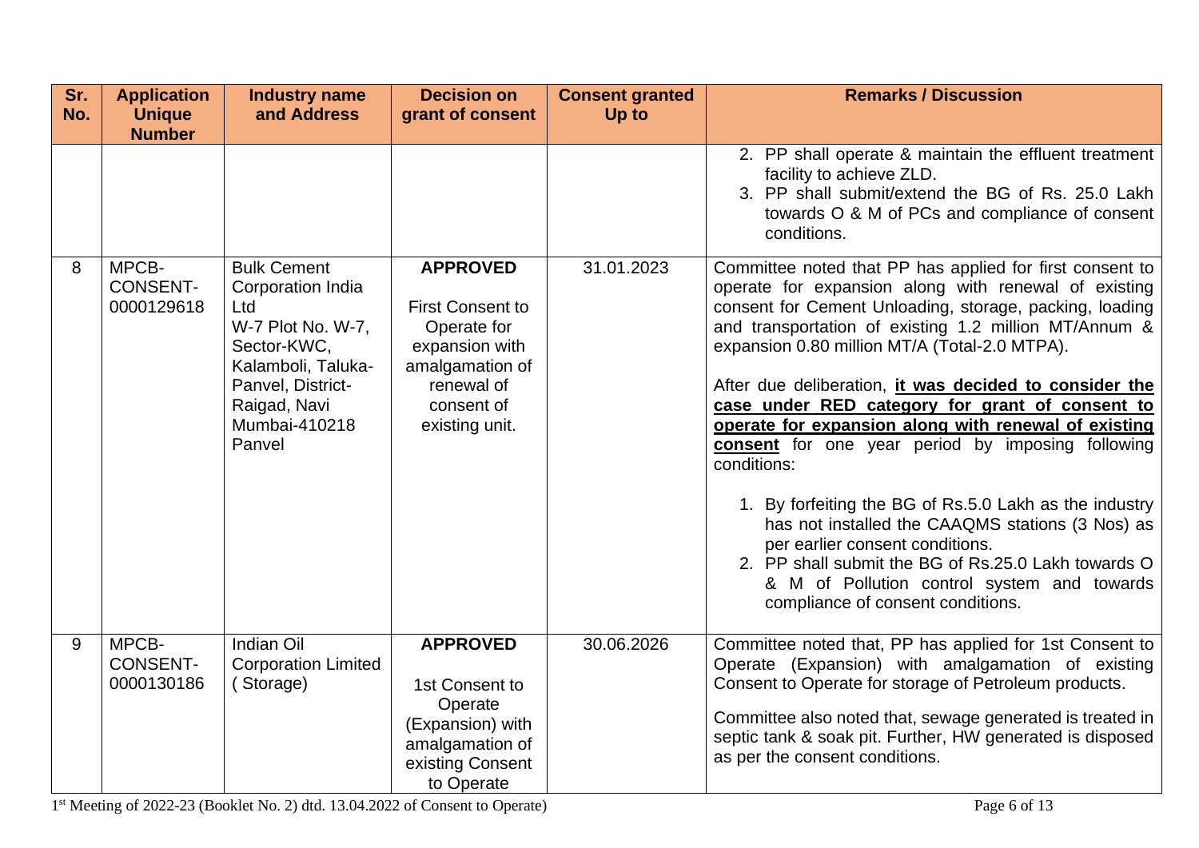| Sr. No. | Application Unique Number | Industry name and Address | Decision on grant of consent | Consent granted Up to | Remarks / Discussion |
|---|---|---|---|---|---|
| | | | | | 2. PP shall operate & maintain the effluent treatment facility to achieve ZLD.<br>3. PP shall submit/extend the BG of Rs. 25.0 Lakh towards O & M of PCs and compliance of consent conditions. |
| 8 | MPCB-CONSENT-0000129618 | Bulk Cement Corporation India Ltd W-7 Plot No. W-7, Sector-KWC, Kalamboli, Taluka-Panvel, District-Raigad, Navi Mumbai-410218 Panvel | **APPROVED**<br><br>First Consent to Operate for expansion with amalgamation of renewal of consent of existing unit. | 31.01.2023 | Committee noted that PP has applied for first consent to operate for expansion along with renewal of existing consent for Cement Unloading, storage, packing, loading and transportation of existing 1.2 million MT/Annum & expansion 0.80 million MT/A (Total-2.0 MTPA).<br><br>After due deliberation, **it was decided to consider the case under RED category for grant of consent to operate for expansion along with renewal of existing consent** for one year period by imposing following conditions:<br><br>1. By forfeiting the BG of Rs.5.0 Lakh as the industry has not installed the CAAQMS stations (3 Nos) as per earlier consent conditions.<br>2. PP shall submit the BG of Rs.25.0 Lakh towards O & M of Pollution control system and towards compliance of consent conditions. |
| 9 | MPCB-CONSENT-0000130186 | Indian Oil Corporation Limited ( Storage) | **APPROVED**<br><br>1st Consent to Operate (Expansion) with amalgamation of existing Consent to Operate | 30.06.2026 | Committee noted that, PP has applied for 1st Consent to Operate (Expansion) with amalgamation of existing Consent to Operate for storage of Petroleum products.<br><br>Committee also noted that, sewage generated is treated in septic tank & soak pit. Further, HW generated is disposed as per the consent conditions. |

1st Meeting of 2022-23 (Booklet No. 2) dtd. 13.04.2022 of Consent to Operate)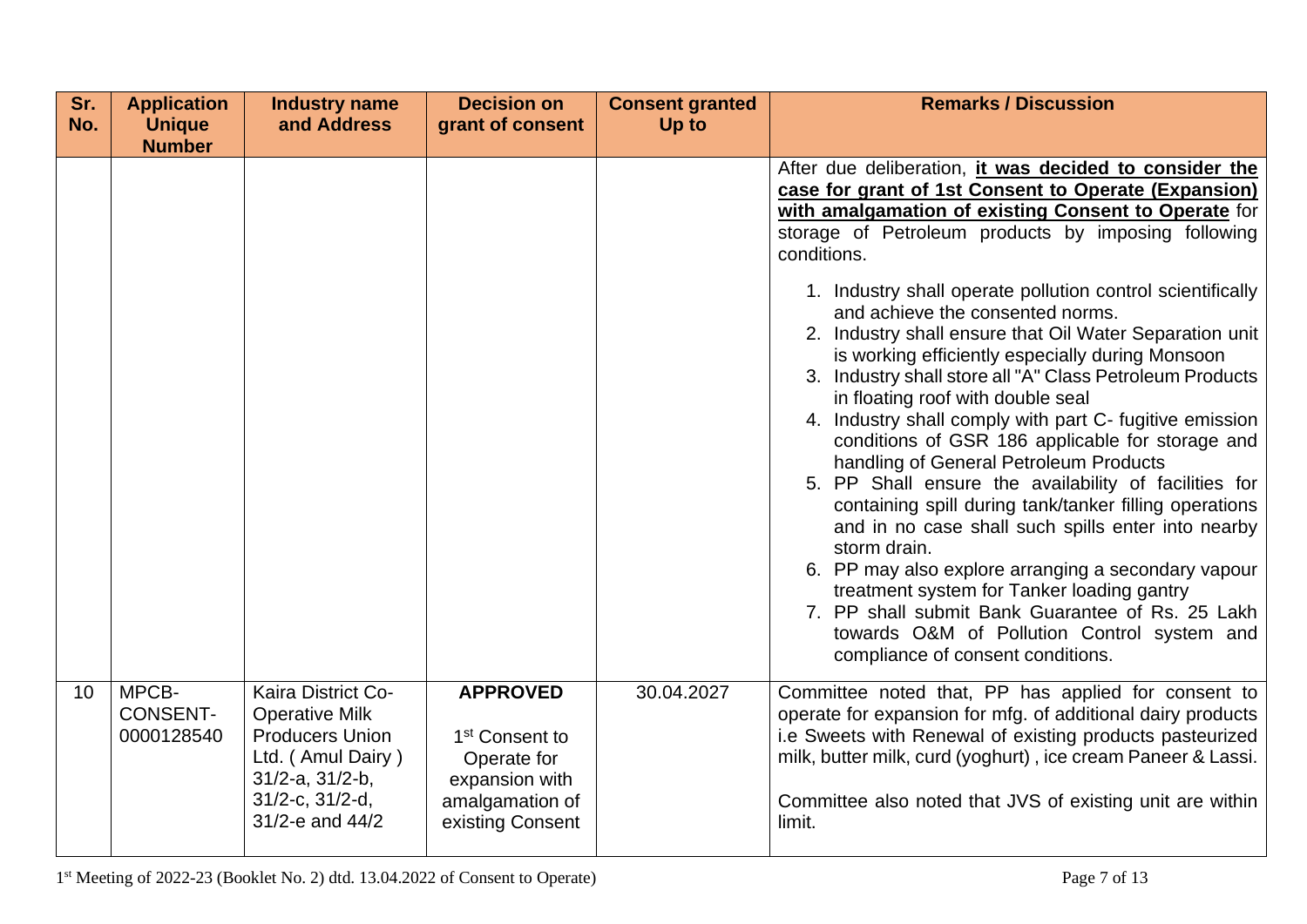| Sr. No. | Application Unique Number | Industry name and Address | Decision on grant of consent | Consent granted Up to | Remarks / Discussion |
|---|---|---|---|---|---|
| | | | | | After due deliberation, **it was decided to consider the case for grant of 1st Consent to Operate (Expansion) with amalgamation of existing Consent to Operate** for storage of Petroleum products by imposing following conditions.<br><br>1. Industry shall operate pollution control scientifically and achieve the consented norms.<br>2. Industry shall ensure that Oil Water Separation unit is working efficiently especially during Monsoon<br>3. Industry shall store all "A" Class Petroleum Products in floating roof with double seal<br>4. Industry shall comply with part C- fugitive emission conditions of GSR 186 applicable for storage and handling of General Petroleum Products<br>5. PP Shall ensure the availability of facilities for containing spill during tank/tanker filling operations and in no case shall such spills enter into nearby storm drain.<br>6. PP may also explore arranging a secondary vapour treatment system for Tanker loading gantry<br>7. PP shall submit Bank Guarantee of Rs. 25 Lakh towards O&M of Pollution Control system and compliance of consent conditions. |
| 10 | MPCB-CONSENT-0000128540 | Kaira District Co-Operative Milk Producers Union Ltd. ( Amul Dairy ) 31/2-a, 31/2-b, 31/2-c, 31/2-d, 31/2-e and 44/2 | **APPROVED**<br><br>1st Consent to Operate for expansion with amalgamation of existing Consent | 30.04.2027 | Committee noted that, PP has applied for consent to operate for expansion for mfg. of additional dairy products i.e Sweets with Renewal of existing products pasteurized milk, butter milk, curd (yoghurt) , ice cream Paneer & Lassi.<br><br>Committee also noted that JVS of existing unit are within limit. |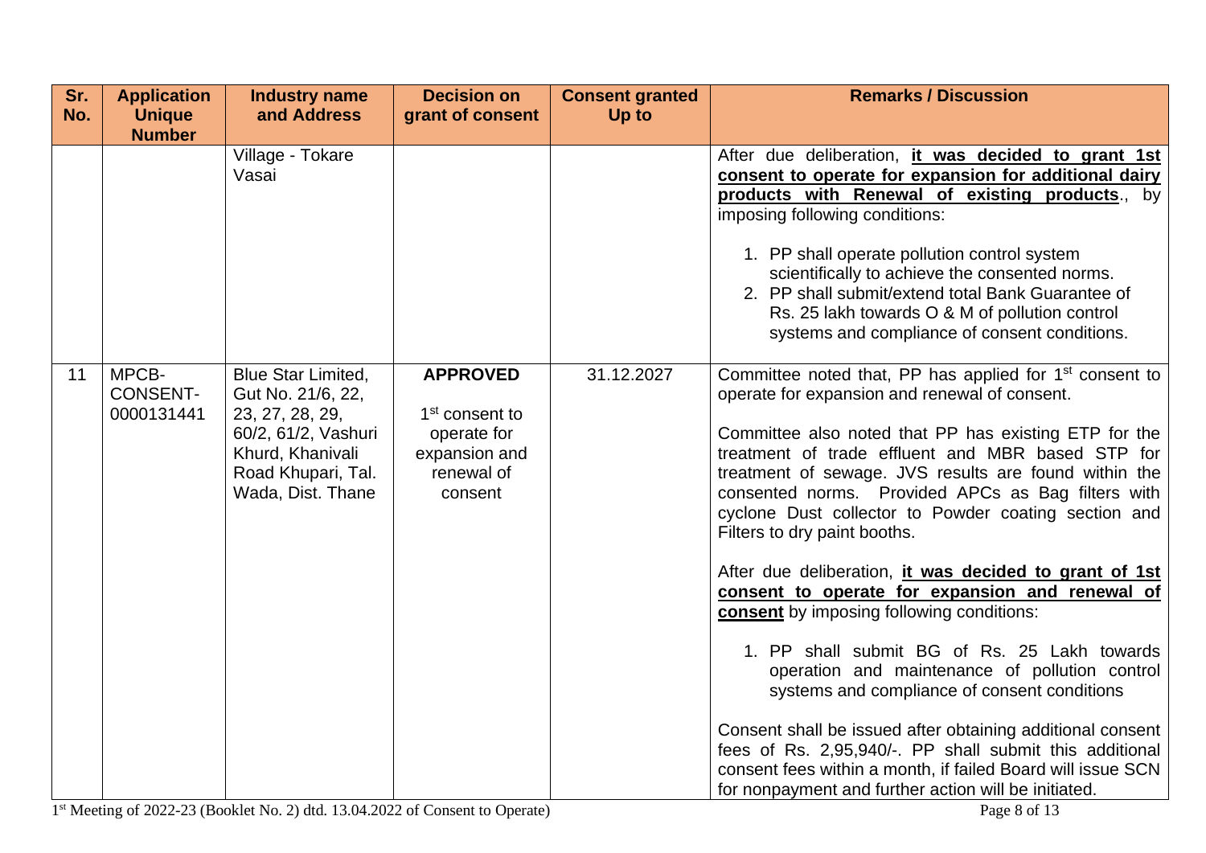| Sr. No. | Application Unique Number | Industry name and Address | Decision on grant of consent | Consent granted Up to | Remarks / Discussion |
|---|---|---|---|---|---|
| | | Village - Tokare Vasai | | | After due deliberation, **it was decided to grant 1st consent to operate for expansion for additional dairy products with Renewal of existing products**., by imposing following conditions:<br><br>1. PP shall operate pollution control system scientifically to achieve the consented norms.<br>2. PP shall submit/extend total Bank Guarantee of Rs. 25 lakh towards O & M of pollution control systems and compliance of consent conditions. |
| 11 | MPCB-CONSENT-0000131441 | Blue Star Limited, Gut No. 21/6, 22, 23, 27, 28, 29, 60/2, 61/2, Vashuri Khurd, Khanivali Road Khupari, Tal. Wada, Dist. Thane | **APPROVED**<br><br>1st consent to operate for expansion and renewal of consent | 31.12.2027 | Committee noted that, PP has applied for 1st consent to operate for expansion and renewal of consent.<br><br>Committee also noted that PP has existing ETP for the treatment of trade effluent and MBR based STP for treatment of sewage. JVS results are found within the consented norms. Provided APCs as Bag filters with cyclone Dust collector to Powder coating section and Filters to dry paint booths.<br><br>After due deliberation, **it was decided to grant of 1st consent to operate for expansion and renewal of consent** by imposing following conditions:<br><br>1. PP shall submit BG of Rs. 25 Lakh towards operation and maintenance of pollution control systems and compliance of consent conditions<br><br>Consent shall be issued after obtaining additional consent fees of Rs. 2,95,940/-. PP shall submit this additional consent fees within a month, if failed Board will issue SCN for nonpayment and further action will be initiated. |

1st Meeting of 2022-23 (Booklet No. 2) dtd. 13.04.2022 of Consent to Operate)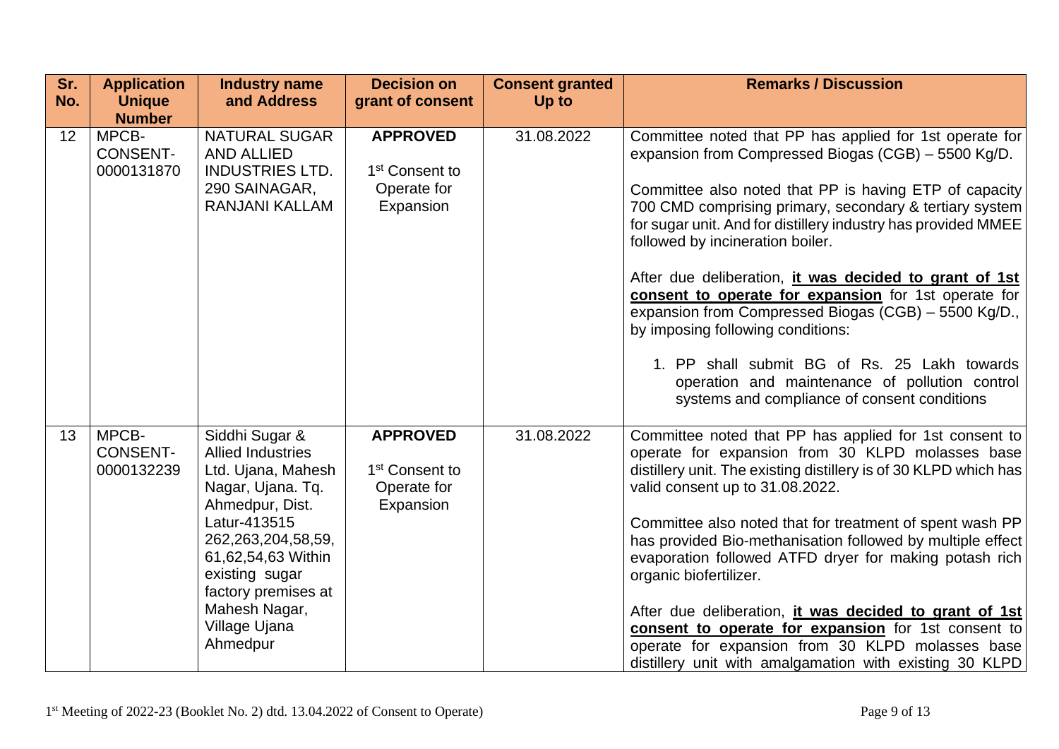| Sr. No. | Application Unique Number | Industry name and Address | Decision on grant of consent | Consent granted Up to | Remarks / Discussion |
|---|---|---|---|---|---|
| 12 | MPCB-CONSENT-0000131870 | NATURAL SUGAR AND ALLIED INDUSTRIES LTD. 290 SAINAGAR, RANJANI KALLAM | **APPROVED** 1st Consent to Operate for Expansion | 31.08.2022 | Committee noted that PP has applied for 1st operate for expansion from Compressed Biogas (CGB) – 5500 Kg/D.<br><br>Committee also noted that PP is having ETP of capacity 700 CMD comprising primary, secondary & tertiary system for sugar unit. And for distillery industry has provided MMEE followed by incineration boiler.<br><br>After due deliberation, **it was decided to grant of 1st consent to operate for expansion** for 1st operate for expansion from Compressed Biogas (CGB) – 5500 Kg/D., by imposing following conditions:<br><br>1. PP shall submit BG of Rs. 25 Lakh towards operation and maintenance of pollution control systems and compliance of consent conditions |
| 13 | MPCB-CONSENT-0000132239 | Siddhi Sugar & Allied Industries Ltd. Ujana, Mahesh Nagar, Ujana. Tq. Ahmedpur, Dist. Latur-413515 262,263,204,58,59, 61,62,54,63 Within existing sugar factory premises at Mahesh Nagar, Village Ujana Ahmedpur | **APPROVED** 1st Consent to Operate for Expansion | 31.08.2022 | Committee noted that PP has applied for 1st consent to operate for expansion from 30 KLPD molasses base distillery unit. The existing distillery is of 30 KLPD which has valid consent up to 31.08.2022.<br><br>Committee also noted that for treatment of spent wash PP has provided Bio-methanisation followed by multiple effect evaporation followed ATFD dryer for making potash rich organic biofertilizer.<br><br>After due deliberation, **it was decided to grant of 1st consent to operate for expansion** for 1st consent to operate for expansion from 30 KLPD molasses base distillery unit with amalgamation with existing 30 KLPD |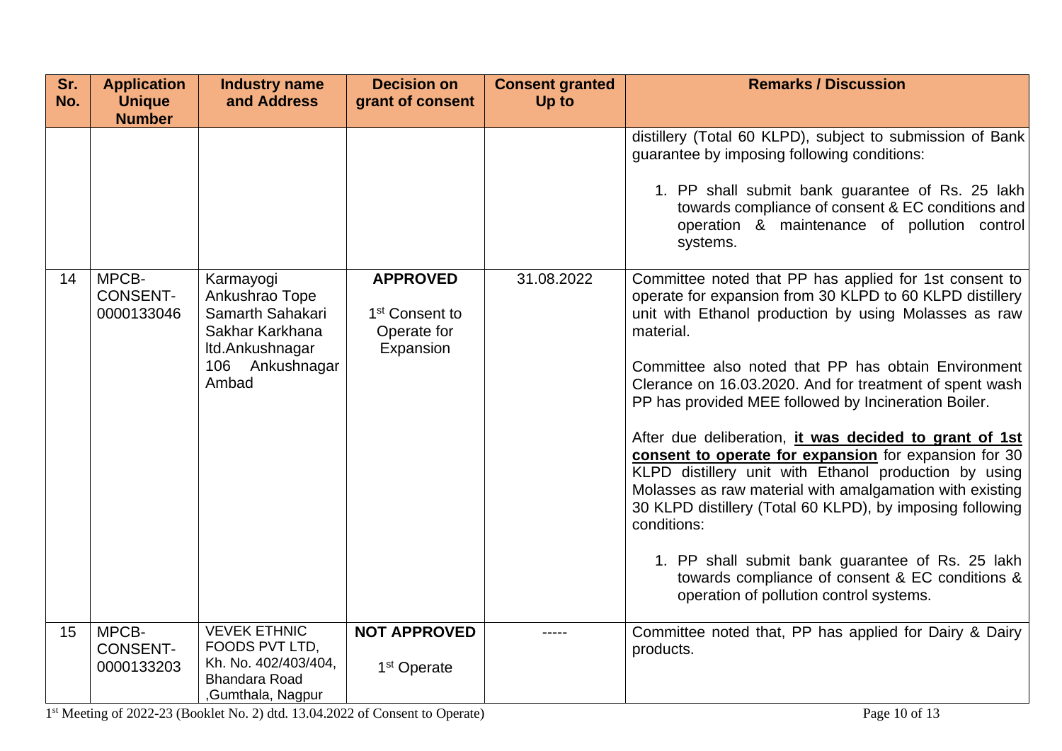| Sr. No. | Application Unique Number | Industry name and Address | Decision on grant of consent | Consent granted Up to | Remarks / Discussion |
|---|---|---|---|---|---|
| | | | | | distillery (Total 60 KLPD), subject to submission of Bank guarantee by imposing following conditions:<br><br>1. PP shall submit bank guarantee of Rs. 25 lakh towards compliance of consent & EC conditions and operation & maintenance of pollution control systems. |
| 14 | MPCB-CONSENT-0000133046 | Karmayogi Ankushrao Tope Samarth Sahakari Sakhar Karkhana ltd.Ankushnagar 106 Ankushnagar Ambad | **APPROVED**<br><br>1st Consent to Operate for Expansion | 31.08.2022 | Committee noted that PP has applied for 1st consent to operate for expansion from 30 KLPD to 60 KLPD distillery unit with Ethanol production by using Molasses as raw material.<br><br>Committee also noted that PP has obtain Environment Clerance on 16.03.2020. And for treatment of spent wash PP has provided MEE followed by Incineration Boiler.<br><br>After due deliberation, **it was decided to grant of 1st consent to operate for expansion** for expansion for 30 KLPD distillery unit with Ethanol production by using Molasses as raw material with amalgamation with existing 30 KLPD distillery (Total 60 KLPD), by imposing following conditions:<br><br>1. PP shall submit bank guarantee of Rs. 25 lakh towards compliance of consent & EC conditions & operation of pollution control systems. |
| 15 | MPCB-CONSENT-0000133203 | VEVEK ETHNIC FOODS PVT LTD, Kh. No. 402/403/404, Bhandara Road ,Gumthala, Nagpur | **NOT APPROVED**<br><br>1st Operate | ----- | Committee noted that, PP has applied for Dairy & Dairy products. |

1st Meeting of 2022-23 (Booklet No. 2) dtd. 13.04.2022 of Consent to Operate)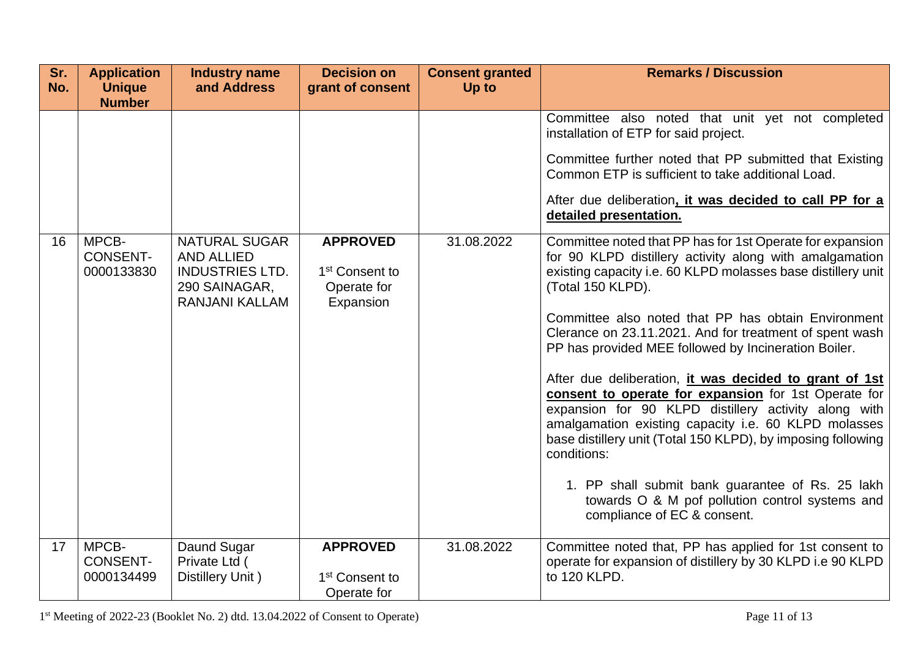| Sr. No. | Application Unique Number | Industry name and Address | Decision on grant of consent | Consent granted Up to | Remarks / Discussion |
|---|---|---|---|---|---|
| | | | | | Committee also noted that unit yet not completed installation of ETP for said project.<br><br>Committee further noted that PP submitted that Existing Common ETP is sufficient to take additional Load.<br><br>After due deliberation**, it was decided to call PP for a detailed presentation.** |
| 16 | MPCB-CONSENT-0000133830 | NATURAL SUGAR AND ALLIED INDUSTRIES LTD. 290 SAINAGAR, RANJANI KALLAM | **APPROVED**<br><br>1st Consent to Operate for Expansion | 31.08.2022 | Committee noted that PP has for 1st Operate for expansion for 90 KLPD distillery activity along with amalgamation existing capacity i.e. 60 KLPD molasses base distillery unit (Total 150 KLPD).<br><br>Committee also noted that PP has obtain Environment Clerance on 23.11.2021. And for treatment of spent wash PP has provided MEE followed by Incineration Boiler.<br><br>After due deliberation, **it was decided to grant of 1st consent to operate for expansion** for 1st Operate for expansion for 90 KLPD distillery activity along with amalgamation existing capacity i.e. 60 KLPD molasses base distillery unit (Total 150 KLPD), by imposing following conditions:<br><br>1. PP shall submit bank guarantee of Rs. 25 lakh towards O & M pof pollution control systems and compliance of EC & consent. |
| 17 | MPCB-CONSENT-0000134499 | Daund Sugar Private Ltd ( Distillery Unit ) | **APPROVED**<br><br>1st Consent to Operate for | 31.08.2022 | Committee noted that, PP has applied for 1st consent to operate for expansion of distillery by 30 KLPD i.e 90 KLPD to 120 KLPD. |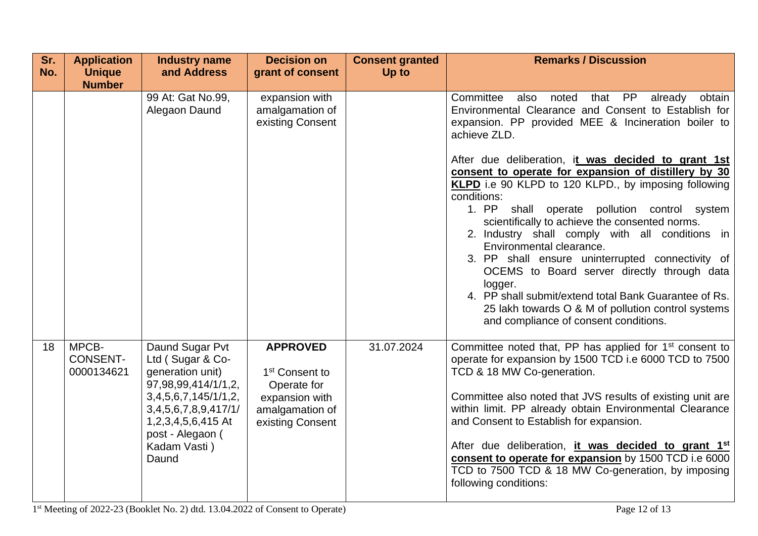| Sr. No. | Application Unique Number | Industry name and Address | Decision on grant of consent | Consent granted Up to | Remarks / Discussion |
|---|---|---|---|---|---|
| | | 99 At: Gat No.99, Alegaon Daund | expansion with amalgamation of existing Consent | | Committee also noted that PP already obtain Environmental Clearance and Consent to Establish for expansion. PP provided MEE & Incineration boiler to achieve ZLD.<br><br>After due deliberation, i**t was decided to grant 1st consent to operate for expansion of distillery by 30 KLPD** i.e 90 KLPD to 120 KLPD., by imposing following conditions:<br>1. PP shall operate pollution control system scientifically to achieve the consented norms.<br>2. Industry shall comply with all conditions in Environmental clearance.<br>3. PP shall ensure uninterrupted connectivity of OCEMS to Board server directly through data logger.<br>4. PP shall submit/extend total Bank Guarantee of Rs. 25 lakh towards O & M of pollution control systems and compliance of consent conditions. |
| 18 | MPCB-CONSENT-0000134621 | Daund Sugar Pvt Ltd ( Sugar & Co-generation unit) 97,98,99,414/1/1,2, 3,4,5,6,7,145/1/1,2, 3,4,5,6,7,8,9,417/1/ 1,2,3,4,5,6,415 At post - Alegaon ( Kadam Vasti ) Daund | **APPROVED**<br><br>1st Consent to Operate for expansion with amalgamation of existing Consent | 31.07.2024 | Committee noted that, PP has applied for 1st consent to operate for expansion by 1500 TCD i.e 6000 TCD to 7500 TCD & 18 MW Co-generation.<br><br>Committee also noted that JVS results of existing unit are within limit. PP already obtain Environmental Clearance and Consent to Establish for expansion.<br><br>After due deliberation, **it was decided to grant 1st consent to operate for expansion** by 1500 TCD i.e 6000 TCD to 7500 TCD & 18 MW Co-generation, by imposing following conditions: |

1st Meeting of 2022-23 (Booklet No. 2) dtd. 13.04.2022 of Consent to Operate)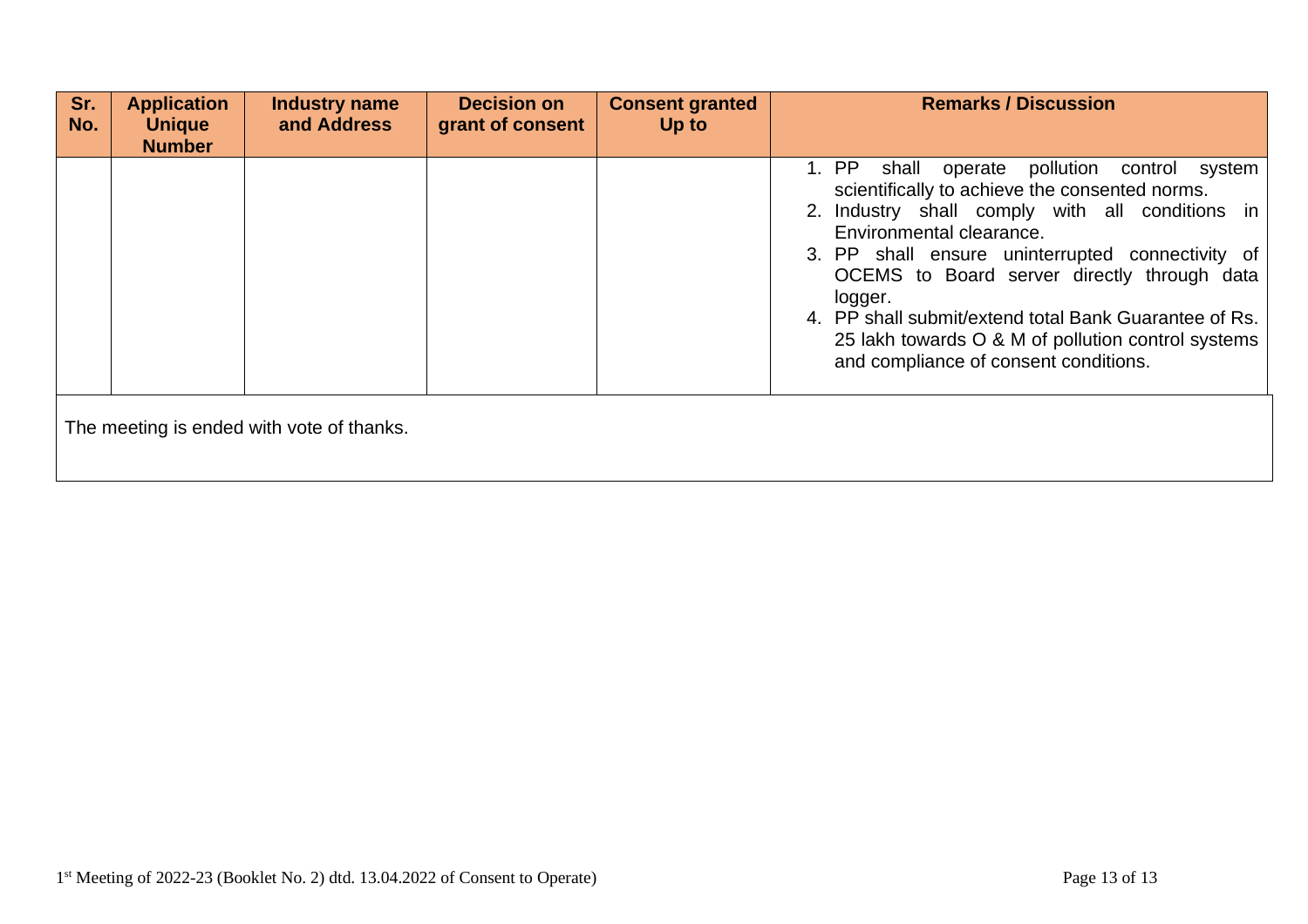| Sr. No. | Application Unique Number | Industry name and Address | Decision on grant of consent | Consent granted Up to | Remarks / Discussion |
|---|---|---|---|---|---|
| | | | | | 1. PP shall operate pollution control system scientifically to achieve the consented norms.<br>2. Industry shall comply with all conditions in Environmental clearance.<br>3. PP shall ensure uninterrupted connectivity of OCEMS to Board server directly through data logger.<br>4. PP shall submit/extend total Bank Guarantee of Rs. 25 lakh towards O & M of pollution control systems and compliance of consent conditions. |

The meeting is ended with vote of thanks.